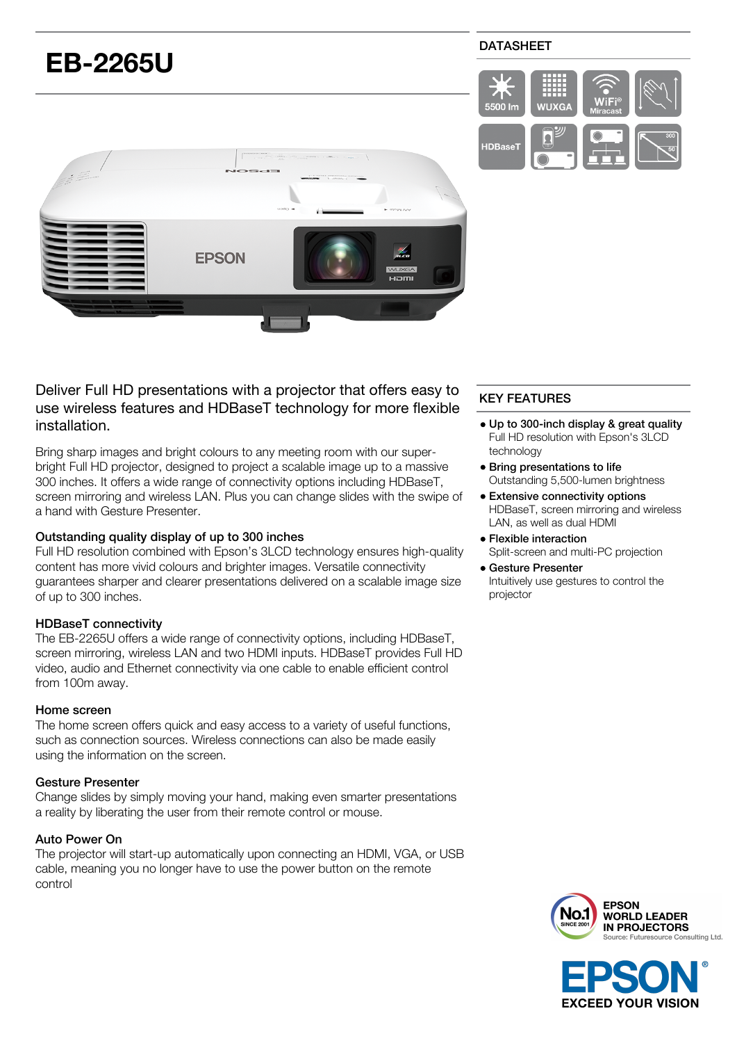# EB-2265U

DATASHEET

5500 lm | WUXGA | WiFi® Miracast | HDBaseT

Deliver Full HD presentations with a projector that offers easy to use wireless features and HDBaseT technology for more flexible installation.

Bring sharp images and bright colours to any meeting room with our super-bright Full HD projector, designed to project a scalable image up to a massive 300 inches. It offers a wide range of connectivity options including HDBaseT, screen mirroring and wireless LAN. Plus you can change slides with the swipe of a hand with Gesture Presenter.

### Outstanding quality display of up to 300 inches

Full HD resolution combined with Epson's 3LCD technology ensures high-quality content has more vivid colours and brighter images. Versatile connectivity guarantees sharper and clearer presentations delivered on a scalable image size of up to 300 inches.

### HDBaseT connectivity

The EB-2265U offers a wide range of connectivity options, including HDBaseT, screen mirroring, wireless LAN and two HDMI inputs. HDBaseT provides Full HD video, audio and Ethernet connectivity via one cable to enable efficient control from 100m away.

### Home screen

The home screen offers quick and easy access to a variety of useful functions, such as connection sources. Wireless connections can also be made easily using the information on the screen.

### Gesture Presenter

Change slides by simply moving your hand, making even smarter presentations a reality by liberating the user from their remote control or mouse.

### Auto Power On

The projector will start-up automatically upon connecting an HDMI, VGA, or USB cable, meaning you no longer have to use the power button on the remote control

## KEY FEATURES

- **Up to 300-inch display & great quality**
  Full HD resolution with Epson's 3LCD technology
- **Bring presentations to life**
  Outstanding 5,500-lumen brightness
- **Extensive connectivity options**
  HDBaseT, screen mirroring and wireless LAN, as well as dual HDMI
- **Flexible interaction**
  Split-screen and multi-PC projection
- **Gesture Presenter**
  Intuitively use gestures to control the projector

No.1 SINCE 2001 — EPSON WORLD LEADER IN PROJECTORS
Source: Futuresource Consulting Ltd.

EPSON® EXCEED YOUR VISION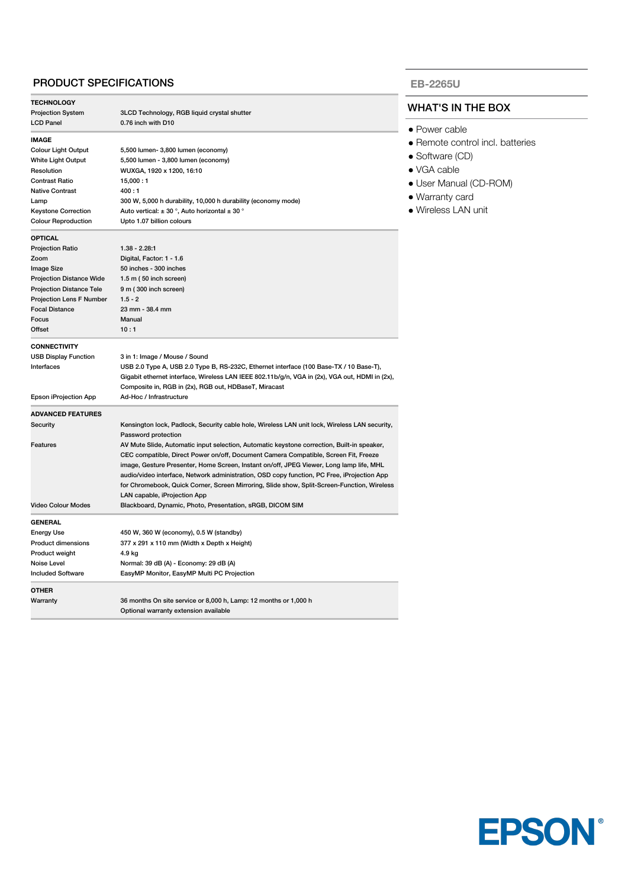## PRODUCT SPECIFICATIONS

| TECHNOLOGY | |
|---|---|
| Projection System | 3LCD Technology, RGB liquid crystal shutter |
| LCD Panel | 0.76 inch with D10 |

| IMAGE | |
|---|---|
| Colour Light Output | 5,500 lumen- 3,800 lumen (economy) |
| White Light Output | 5,500 lumen - 3,800 lumen (economy) |
| Resolution | WUXGA, 1920 x 1200, 16:10 |
| Contrast Ratio | 15,000 : 1 |
| Native Contrast | 400 : 1 |
| Lamp | 300 W, 5,000 h durability, 10,000 h durability (economy mode) |
| Keystone Correction | Auto vertical: ± 30 °, Auto horizontal ± 30 ° |
| Colour Reproduction | Upto 1.07 billion colours |

| OPTICAL | |
|---|---|
| Projection Ratio | 1.38 - 2.28:1 |
| Zoom | Digital, Factor: 1 - 1.6 |
| Image Size | 50 inches - 300 inches |
| Projection Distance Wide | 1.5 m ( 50 inch screen) |
| Projection Distance Tele | 9 m ( 300 inch screen) |
| Projection Lens F Number | 1.5 - 2 |
| Focal Distance | 23 mm - 38.4 mm |
| Focus | Manual |
| Offset | 10 : 1 |

| CONNECTIVITY | |
|---|---|
| USB Display Function | 3 in 1: Image / Mouse / Sound |
| Interfaces | USB 2.0 Type A, USB 2.0 Type B, RS-232C, Ethernet interface (100 Base-TX / 10 Base-T), Gigabit ethernet interface, Wireless LAN IEEE 802.11b/g/n, VGA in (2x), VGA out, HDMI in (2x), Composite in, RGB in (2x), RGB out, HDBaseT, Miracast |
| Epson iProjection App | Ad-Hoc / Infrastructure |

| ADVANCED FEATURES | |
|---|---|
| Security | Kensington lock, Padlock, Security cable hole, Wireless LAN unit lock, Wireless LAN security, Password protection |
| Features | AV Mute Slide, Automatic input selection, Automatic keystone correction, Built-in speaker, CEC compatible, Direct Power on/off, Document Camera Compatible, Screen Fit, Freeze image, Gesture Presenter, Home Screen, Instant on/off, JPEG Viewer, Long lamp life, MHL audio/video interface, Network administration, OSD copy function, PC Free, iProjection App for Chromebook, Quick Corner, Screen Mirroring, Slide show, Split-Screen-Function, Wireless LAN capable, iProjection App |
| Video Colour Modes | Blackboard, Dynamic, Photo, Presentation, sRGB, DICOM SIM |

| GENERAL | |
|---|---|
| Energy Use | 450 W, 360 W (economy), 0.5 W (standby) |
| Product dimensions | 377 x 291 x 110 mm (Width x Depth x Height) |
| Product weight | 4.9 kg |
| Noise Level | Normal: 39 dB (A) - Economy: 29 dB (A) |
| Included Software | EasyMP Monitor, EasyMP Multi PC Projection |

| OTHER | |
|---|---|
| Warranty | 36 months On site service or 8,000 h, Lamp: 12 months or 1,000 h<br>Optional warranty extension available |

EB-2265U

## WHAT'S IN THE BOX

- Power cable
- Remote control incl. batteries
- Software (CD)
- VGA cable
- User Manual (CD-ROM)
- Warranty card
- Wireless LAN unit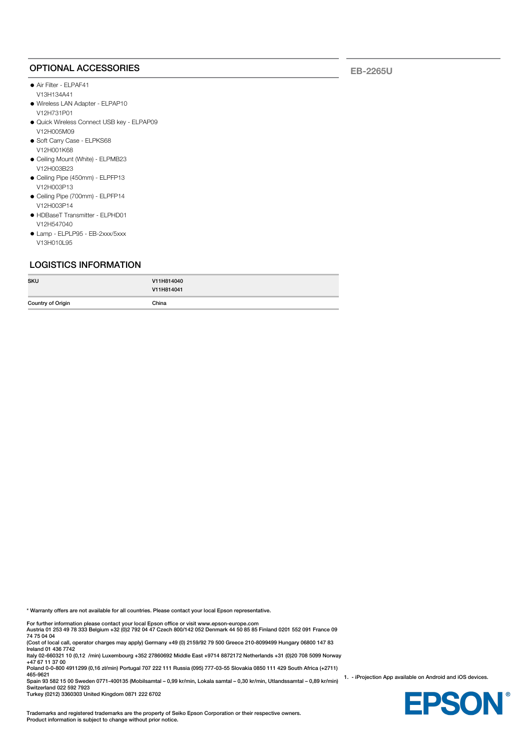## OPTIONAL ACCESSORIES

EB-2265U

- Air Filter - ELPAF41
  V13H134A41
- Wireless LAN Adapter - ELPAP10
  V12H731P01
- Quick Wireless Connect USB key - ELPAP09
  V12H005M09
- Soft Carry Case - ELPKS68
  V12H001K68
- Ceiling Mount (White) - ELPMB23
  V12H003B23
- Ceiling Pipe (450mm) - ELPFP13
  V12H003P13
- Ceiling Pipe (700mm) - ELPFP14
  V12H003P14
- HDBaseT Transmitter - ELPHD01
  V12H547040
- Lamp - ELPLP95 - EB-2xxx/5xxx
  V13H010L95

## LOGISTICS INFORMATION

| | |
|---|---|
| SKU | V11H814040<br>V11H814041 |
| Country of Origin | China |

* Warranty offers are not available for all countries. Please contact your local Epson representative.

For further information please contact your local Epson office or visit www.epson-europe.com
Austria 01 253 49 78 333 Belgium +32 (0)2 792 04 47 Czech 800/142 052 Denmark 44 50 85 85 Finland 0201 552 091 France 09 74 75 04 04
(Cost of local call, operator charges may apply) Germany +49 (0) 2159/92 79 500 Greece 210-8099499 Hungary 06800 147 83 Ireland 01 436 7742
Italy 02-660321 10 (0,12 /min) Luxembourg +352 27860692 Middle East +9714 8872172 Netherlands +31 (0)20 708 5099 Norway +47 67 11 37 00
Poland 0-0-800 4911299 (0,16 zł/min) Portugal 707 222 111 Russia (095) 777-03-55 Slovakia 0850 111 429 South Africa (+2711) 465-9621
Spain 93 582 15 00 Sweden 0771-400135 (Mobilsamtal – 0,99 kr/min, Lokala samtal – 0,30 kr/min, Utlandssamtal – 0,89 kr/min) Switzerland 022 592 7923
Turkey (0212) 3360303 United Kingdom 0871 222 6702

1. - iProjection App available on Android and iOS devices.

Trademarks and registered trademarks are the property of Seiko Epson Corporation or their respective owners.
Product information is subject to change without prior notice.

EPSON®